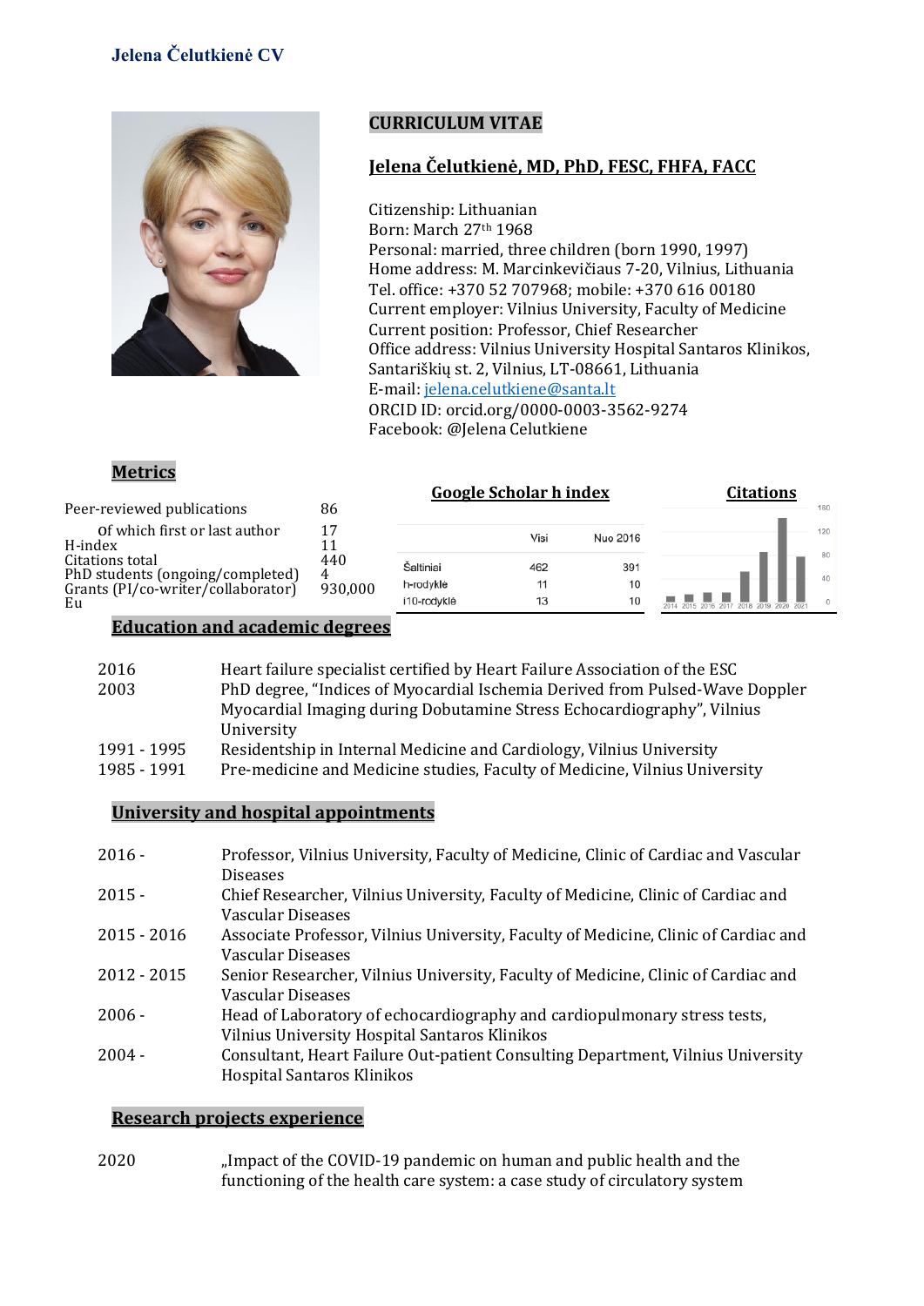## CURRICULUM VITAE

## Jelena Čelutkienė, MD, PhD, FESC, FHFA, FACC

Citizenship: Lithuanian
Born: March 27th 1968
Personal: married, three children (born 1990, 1997)
Home address: M. Marcinkevičiaus 7-20, Vilnius, Lithuania
Tel. office: +370 52 707968; mobile: +370 616 00180
Current employer: Vilnius University, Faculty of Medicine
Current position: Professor, Chief Researcher
Office address: Vilnius University Hospital Santaros Klinikos, Santariškių st. 2, Vilnius, LT-08661, Lithuania
E-mail: jelena.celutkiene@santa.lt
ORCID ID: orcid.org/0000-0003-3562-9274
Facebook: @Jelena Celutkiene

## Metrics

| | |
|---|---|
| Peer-reviewed publications | 86 |
| of which first or last author | 17 |
| H-index | 11 |
| Citations total | 440 |
| PhD students (ongoing/completed) | 4 |
| Grants (PI/co-writer/collaborator) Eu | 930,000 |

**Google Scholar h index**

| | Visi | Nuo 2016 |
|---|---|---|
| Šaltiniai | 462 | 391 |
| h-rodyklė | 11 | 10 |
| i10-rodyklė | 13 | 10 |

**Citations**

## Education and academic degrees

| | |
|---|---|
| 2016 | Heart failure specialist certified by Heart Failure Association of the ESC |
| 2003 | PhD degree, "Indices of Myocardial Ischemia Derived from Pulsed-Wave Doppler Myocardial Imaging during Dobutamine Stress Echocardiography", Vilnius University |
| 1991 - 1995 | Residentship in Internal Medicine and Cardiology, Vilnius University |
| 1985 - 1991 | Pre-medicine and Medicine studies, Faculty of Medicine, Vilnius University |

## University and hospital appointments

| | |
|---|---|
| 2016 - | Professor, Vilnius University, Faculty of Medicine, Clinic of Cardiac and Vascular Diseases |
| 2015 - | Chief Researcher, Vilnius University, Faculty of Medicine, Clinic of Cardiac and Vascular Diseases |
| 2015 - 2016 | Associate Professor, Vilnius University, Faculty of Medicine, Clinic of Cardiac and Vascular Diseases |
| 2012 - 2015 | Senior Researcher, Vilnius University, Faculty of Medicine, Clinic of Cardiac and Vascular Diseases |
| 2006 - | Head of Laboratory of echocardiography and cardiopulmonary stress tests, Vilnius University Hospital Santaros Klinikos |
| 2004 - | Consultant, Heart Failure Out-patient Consulting Department, Vilnius University Hospital Santaros Klinikos |

## Research projects experience

| | |
|---|---|
| 2020 | „Impact of the COVID-19 pandemic on human and public health and the functioning of the health care system: a case study of circulatory system |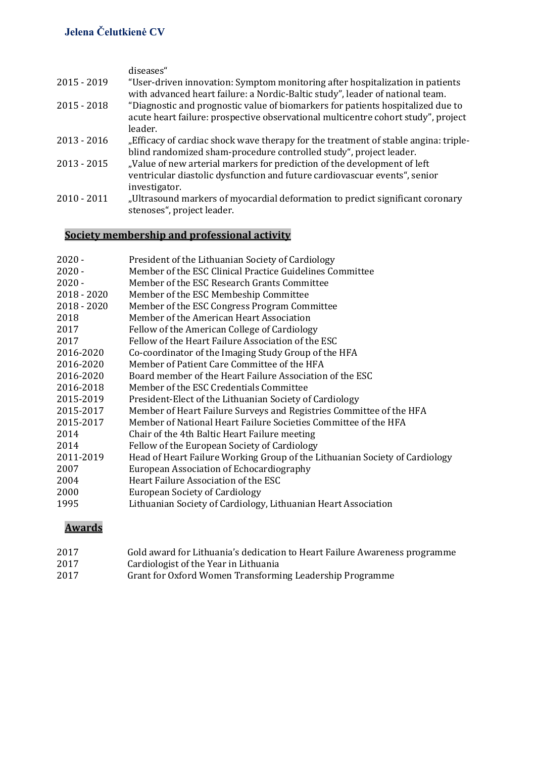diseases"

| | |
|---|---|
| 2015 - 2019 | "User-driven innovation: Symptom monitoring after hospitalization in patients with advanced heart failure: a Nordic-Baltic study", leader of national team. |
| 2015 - 2018 | "Diagnostic and prognostic value of biomarkers for patients hospitalized due to acute heart failure: prospective observational multicentre cohort study", project leader. |
| 2013 - 2016 | „Efficacy of cardiac shock wave therapy for the treatment of stable angina: triple-blind randomized sham-procedure controlled study", project leader. |
| 2013 - 2015 | „Value of new arterial markers for prediction of the development of left ventricular diastolic dysfunction and future cardiovascuar events", senior investigator. |
| 2010 - 2011 | „Ultrasound markers of myocardial deformation to predict significant coronary stenoses", project leader. |

## Society membership and professional activity

| | |
|---|---|
| 2020 - | President of the Lithuanian Society of Cardiology |
| 2020 - | Member of the ESC Clinical Practice Guidelines Committee |
| 2020 - | Member of the ESC Research Grants Committee |
| 2018 - 2020 | Member of the ESC Membeship Committee |
| 2018 - 2020 | Member of the ESC Congress Program Committee |
| 2018 | Member of the American Heart Association |
| 2017 | Fellow of the American College of Cardiology |
| 2017 | Fellow of the Heart Failure Association of the ESC |
| 2016-2020 | Co-coordinator of the Imaging Study Group of the HFA |
| 2016-2020 | Member of Patient Care Committee of the HFA |
| 2016-2020 | Board member of the Heart Failure Association of the ESC |
| 2016-2018 | Member of the ESC Credentials Committee |
| 2015-2019 | President-Elect of the Lithuanian Society of Cardiology |
| 2015-2017 | Member of Heart Failure Surveys and Registries Committee of the HFA |
| 2015-2017 | Member of National Heart Failure Societies Committee of the HFA |
| 2014 | Chair of the 4th Baltic Heart Failure meeting |
| 2014 | Fellow of the European Society of Cardiology |
| 2011-2019 | Head of Heart Failure Working Group of the Lithuanian Society of Cardiology |
| 2007 | European Association of Echocardiography |
| 2004 | Heart Failure Association of the ESC |
| 2000 | European Society of Cardiology |
| 1995 | Lithuanian Society of Cardiology, Lithuanian Heart Association |

## Awards

| | |
|---|---|
| 2017 | Gold award for Lithuania's dedication to Heart Failure Awareness programme |
| 2017 | Cardiologist of the Year in Lithuania |
| 2017 | Grant for Oxford Women Transforming Leadership Programme |